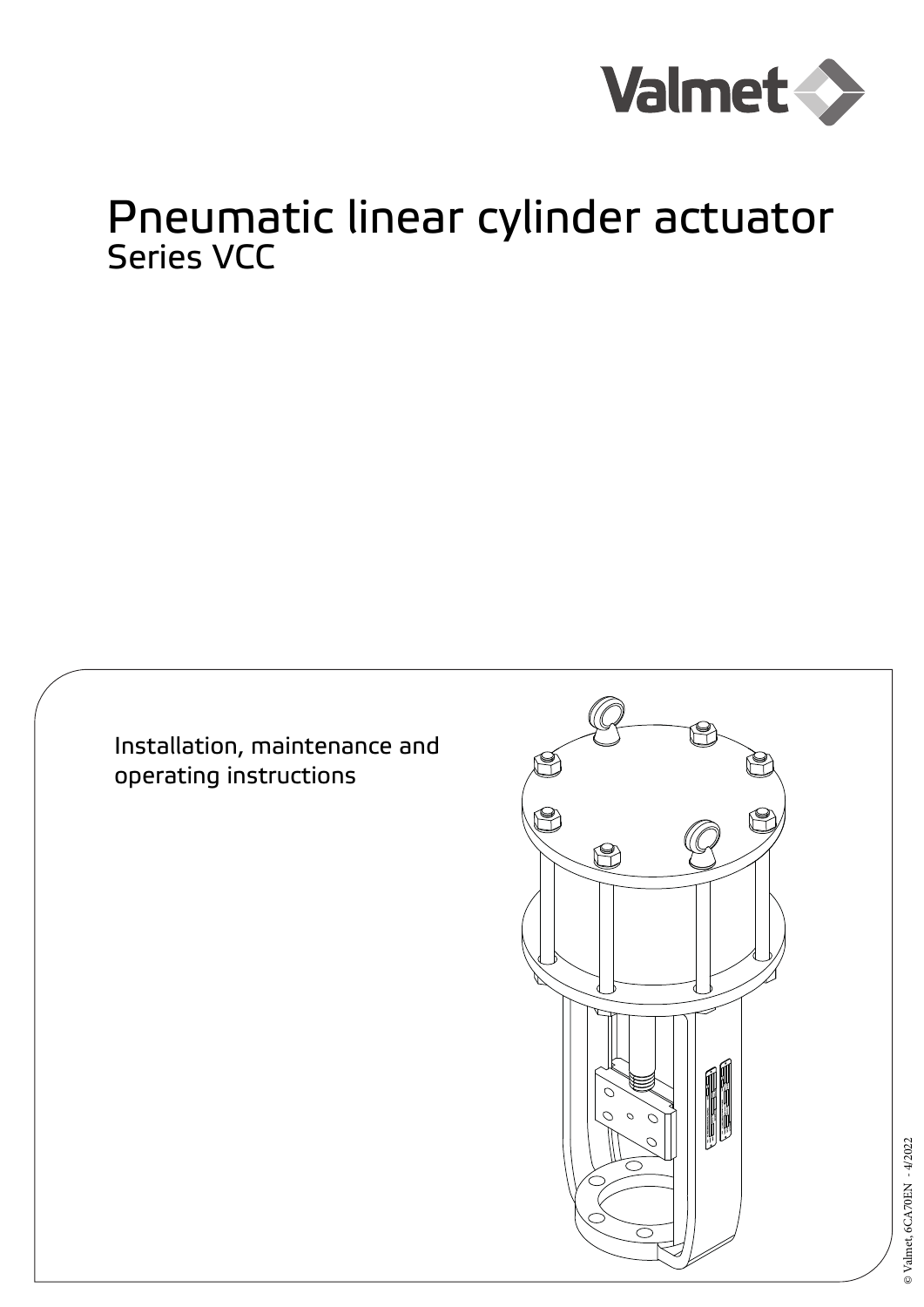Valmet

# Pneumatic linear cylinder actuator

## Series VCC

Installation, maintenance and operating instructions

© Valmet, 6CA70EN - 4/2022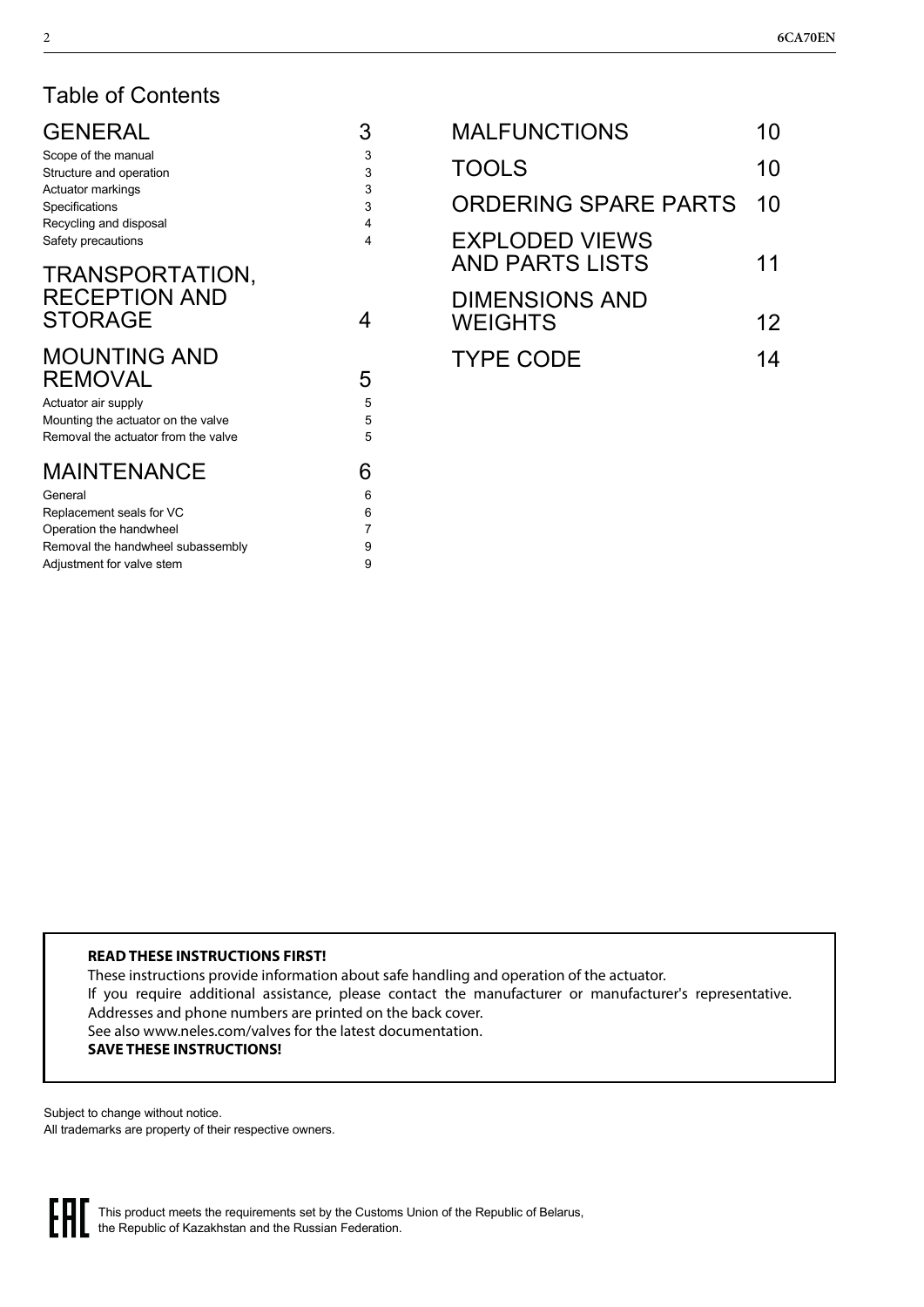# Table of Contents

| | |
|---|---|
| **GENERAL** | **3** |
| Scope of the manual | 3 |
| Structure and operation | 3 |
| Actuator markings | 3 |
| Specifications | 3 |
| Recycling and disposal | 4 |
| Safety precautions | 4 |
| **TRANSPORTATION, RECEPTION AND STORAGE** | **4** |
| **MOUNTING AND REMOVAL** | **5** |
| Actuator air supply | 5 |
| Mounting the actuator on the valve | 5 |
| Removal the actuator from the valve | 5 |
| **MAINTENANCE** | **6** |
| General | 6 |
| Replacement seals for VC | 6 |
| Operation the handwheel | 7 |
| Removal the handwheel subassembly | 9 |
| Adjustment for valve stem | 9 |
| **MALFUNCTIONS** | **10** |
| **TOOLS** | **10** |
| **ORDERING SPARE PARTS** | **10** |
| **EXPLODED VIEWS AND PARTS LISTS** | **11** |
| **DIMENSIONS AND WEIGHTS** | **12** |
| **TYPE CODE** | **14** |

**READ THESE INSTRUCTIONS FIRST!**
These instructions provide information about safe handling and operation of the actuator.
If you require additional assistance, please contact the manufacturer or manufacturer's representative. Addresses and phone numbers are printed on the back cover.
See also www.neles.com/valves for the latest documentation.
**SAVE THESE INSTRUCTIONS!**

Subject to change without notice.
All trademarks are property of their respective owners.

EAC This product meets the requirements set by the Customs Union of the Republic of Belarus, the Republic of Kazakhstan and the Russian Federation.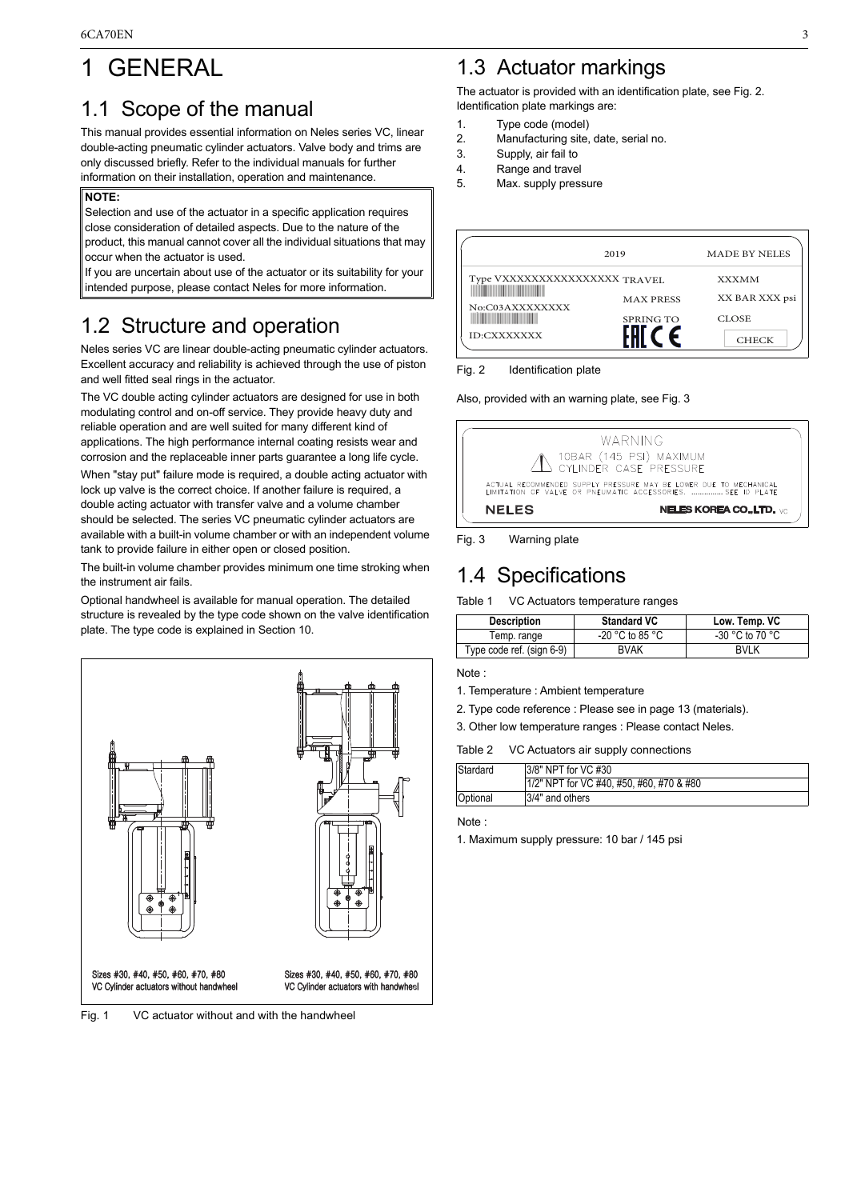# 1 GENERAL

## 1.1 Scope of the manual

This manual provides essential information on Neles series VC, linear double-acting pneumatic cylinder actuators. Valve body and trims are only discussed briefly. Refer to the individual manuals for further information on their installation, operation and maintenance.

> **NOTE:**
> Selection and use of the actuator in a specific application requires close consideration of detailed aspects. Due to the nature of the product, this manual cannot cover all the individual situations that may occur when the actuator is used.
> If you are uncertain about use of the actuator or its suitability for your intended purpose, please contact Neles for more information.

## 1.2 Structure and operation

Neles series VC are linear double-acting pneumatic cylinder actuators. Excellent accuracy and reliability is achieved through the use of piston and well fitted seal rings in the actuator.

The VC double acting cylinder actuators are designed for use in both modulating control and on-off service. They provide heavy duty and reliable operation and are well suited for many different kind of applications. The high performance internal coating resists wear and corrosion and the replaceable inner parts guarantee a long life cycle.

When "stay put" failure mode is required, a double acting actuator with lock up valve is the correct choice. If another failure is required, a double acting actuator with transfer valve and a volume chamber should be selected. The series VC pneumatic cylinder actuators are available with a built-in volume chamber or with an independent volume tank to provide failure in either open or closed position.

The built-in volume chamber provides minimum one time stroking when the instrument air fails.

Optional handwheel is available for manual operation. The detailed structure is revealed by the type code shown on the valve identification plate. The type code is explained in Section 10.

Sizes #30, #40, #50, #60, #70, #80
VC Cylinder actuators without handwheel

Sizes #30, #40, #50, #60, #70, #80
VC Cylinder actuators with handwheel

Fig. 1 VC actuator without and with the handwheel

## 1.3 Actuator markings

The actuator is provided with an identification plate, see Fig. 2. Identification plate markings are:

1. Type code (model)
2. Manufacturing site, date, serial no.
3. Supply, air fail to
4. Range and travel
5. Max. supply pressure

| | 2019 | MADE BY NELES |
|---|---|---|
| Type VXXXXXXXXXXXXXXXX | TRAVEL | XXXMM |
| No:C03AXXXXXXXX | MAX PRESS | XX BAR XXX psi |
| ID:CXXXXXXX | SPRING TO | CLOSE |
| | EAC CE | CHECK |

Fig. 2 Identification plate

Also, provided with an warning plate, see Fig. 3

WARNING
10BAR (145 PSI) MAXIMUM
CYLINDER CASE PRESSURE
ACTUAL RECOMMENDED SUPPLY PRESSURE MAY BE LOWER DUE TO MECHANICAL LIMITATION OF VALVE OR PNEUMATIC ACCESSORIES. ............... SEE ID PLATE
NELES NELES KOREA CO.,LTD. VC

Fig. 3 Warning plate

## 1.4 Specifications

Table 1 VC Actuators temperature ranges

| Description | Standard VC | Low. Temp. VC |
|---|---|---|
| Temp. range | -20 °C to 85 °C | -30 °C to 70 °C |
| Type code ref. (sign 6-9) | BVAK | BVLK |

Note :

1. Temperature : Ambient temperature
2. Type code reference : Please see in page 13 (materials).
3. Other low temperature ranges : Please contact Neles.

Table 2 VC Actuators air supply connections

| | |
|---|---|
| Stardard | 3/8" NPT for VC #30 |
| | 1/2" NPT for VC #40, #50, #60, #70 & #80 |
| Optional | 3/4" and others |

Note :

1. Maximum supply pressure: 10 bar / 145 psi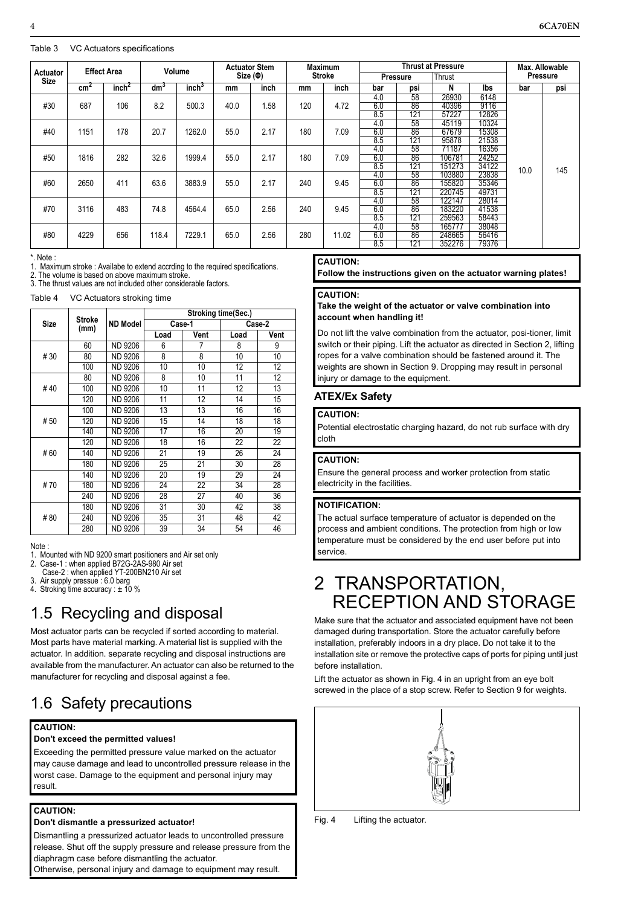Table 3 VC Actuators specifications

| Actuator Size | Effect Area | | Volume | | Actuator Stem Size (Φ) | | Maximum Stroke | | Thrust at Pressure | | | | Max. Allowable Pressure | |
|---|---|---|---|---|---|---|---|---|---|---|---|---|---|---|
| | | | | | | | | | Pressure | | Thrust | | | |
| | cm² | inch² | dm³ | inch³ | mm | inch | mm | inch | bar | psi | N | lbs | bar | psi |
| #30 | 687 | 106 | 8.2 | 500.3 | 40.0 | 1.58 | 120 | 4.72 | 4.0 | 58 | 26930 | 6148 | 10.0 | 145 |
| | | | | | | | | | 6.0 | 86 | 40396 | 9116 | | |
| | | | | | | | | | 8.5 | 121 | 57227 | 12826 | | |
| #40 | 1151 | 178 | 20.7 | 1262.0 | 55.0 | 2.17 | 180 | 7.09 | 4.0 | 58 | 45119 | 10324 | | |
| | | | | | | | | | 6.0 | 86 | 67679 | 15308 | | |
| | | | | | | | | | 8.5 | 121 | 95878 | 21538 | | |
| #50 | 1816 | 282 | 32.6 | 1999.4 | 55.0 | 2.17 | 180 | 7.09 | 4.0 | 58 | 71187 | 16356 | | |
| | | | | | | | | | 6.0 | 86 | 106781 | 24252 | | |
| | | | | | | | | | 8.5 | 121 | 151273 | 34122 | | |
| #60 | 2650 | 411 | 63.6 | 3883.9 | 55.0 | 2.17 | 240 | 9.45 | 4.0 | 58 | 103880 | 23838 | | |
| | | | | | | | | | 6.0 | 86 | 155820 | 35346 | | |
| | | | | | | | | | 8.5 | 121 | 220745 | 49731 | | |
| #70 | 3116 | 483 | 74.8 | 4564.4 | 65.0 | 2.56 | 240 | 9.45 | 4.0 | 58 | 122147 | 28014 | | |
| | | | | | | | | | 6.0 | 86 | 183220 | 41538 | | |
| | | | | | | | | | 8.5 | 121 | 259563 | 58443 | | |
| #80 | 4229 | 656 | 118.4 | 7229.1 | 65.0 | 2.56 | 280 | 11.02 | 4.0 | 58 | 165777 | 38048 | | |
| | | | | | | | | | 6.0 | 86 | 248665 | 56416 | | |
| | | | | | | | | | 8.5 | 121 | 352276 | 79376 | | |

*. Note :
1. Maximum stroke : Availabe to extend accrding to the required specifications.
2. The volume is based on above maximum stroke.
3. The thrust values are not included other considerable factors.

Table 4 VC Actuators stroking time

| Size | Stroke (mm) | ND Model | Stroking time(Sec.) | | | |
|---|---|---|---|---|---|---|
| | | | Case-1 | | Case-2 | |
| | | | Load | Vent | Load | Vent |
| # 30 | 60 | ND 9206 | 6 | 7 | 8 | 9 |
| | 80 | ND 9206 | 8 | 8 | 10 | 10 |
| | 100 | ND 9206 | 10 | 10 | 12 | 12 |
| # 40 | 80 | ND 9206 | 8 | 10 | 11 | 12 |
| | 100 | ND 9206 | 10 | 11 | 12 | 13 |
| | 120 | ND 9206 | 11 | 12 | 14 | 15 |
| # 50 | 100 | ND 9206 | 13 | 13 | 16 | 16 |
| | 120 | ND 9206 | 15 | 14 | 18 | 18 |
| | 140 | ND 9206 | 17 | 16 | 20 | 19 |
| # 60 | 120 | ND 9206 | 18 | 16 | 22 | 22 |
| | 140 | ND 9206 | 21 | 19 | 26 | 24 |
| | 180 | ND 9206 | 25 | 21 | 30 | 28 |
| # 70 | 140 | ND 9206 | 20 | 19 | 29 | 24 |
| | 180 | ND 9206 | 24 | 22 | 34 | 28 |
| | 240 | ND 9206 | 28 | 27 | 40 | 36 |
| # 80 | 180 | ND 9206 | 31 | 30 | 42 | 38 |
| | 240 | ND 9206 | 35 | 31 | 48 | 42 |
| | 280 | ND 9206 | 39 | 34 | 54 | 46 |

Note :
1. Mounted with ND 9200 smart positioners and Air set only
2. Case-1 : when applied B72G-2AS-980 Air set
   Case-2 : when applied YT-200BN210 Air set
3. Air supply pressue : 6.0 barg
4. Stroking time accuracy : ± 10 %

## 1.5 Recycling and disposal

Most actuator parts can be recycled if sorted according to material. Most parts have material marking. A material list is supplied with the actuator. In addition. separate recycling and disposal instructions are available from the manufacturer. An actuator can also be returned to the manufacturer for recycling and disposal against a fee.

## 1.6 Safety precautions

**CAUTION:**

**Don't exceed the permitted values!**

Exceeding the permitted pressure value marked on the actuator may cause damage and lead to uncontrolled pressure release in the worst case. Damage to the equipment and personal injury may result.

**CAUTION:**

**Don't dismantle a pressurized actuator!**

Dismantling a pressurized actuator leads to uncontrolled pressure release. Shut off the supply pressure and release pressure from the diaphragm case before dismantling the actuator.
Otherwise, personal injury and damage to equipment may result.

**CAUTION:**

**Follow the instructions given on the actuator warning plates!**

**CAUTION:**

**Take the weight of the actuator or valve combination into account when handling it!**

Do not lift the valve combination from the actuator, posi-tioner, limit switch or their piping. Lift the actuator as directed in Section 2, lifting ropes for a valve combination should be fastened around it. The weights are shown in Section 9. Dropping may result in personal injury or damage to the equipment.

### ATEX/Ex Safety

**CAUTION:**

Potential electrostatic charging hazard, do not rub surface with dry cloth

**CAUTION:**

Ensure the general process and worker protection from static electricity in the facilities.

**NOTIFICATION:**

The actual surface temperature of actuator is depended on the process and ambient conditions. The protection from high or low temperature must be considered by the end user before put into service.

# 2 TRANSPORTATION, RECEPTION AND STORAGE

Make sure that the actuator and associated equipment have not been damaged during transportation. Store the actuator carefully before installation, preferably indoors in a dry place. Do not take it to the installation site or remove the protective caps of ports for piping until just before installation.

Lift the actuator as shown in Fig. 4 in an upright from an eye bolt screwed in the place of a stop screw. Refer to Section 9 for weights.

Fig. 4 Lifting the actuator.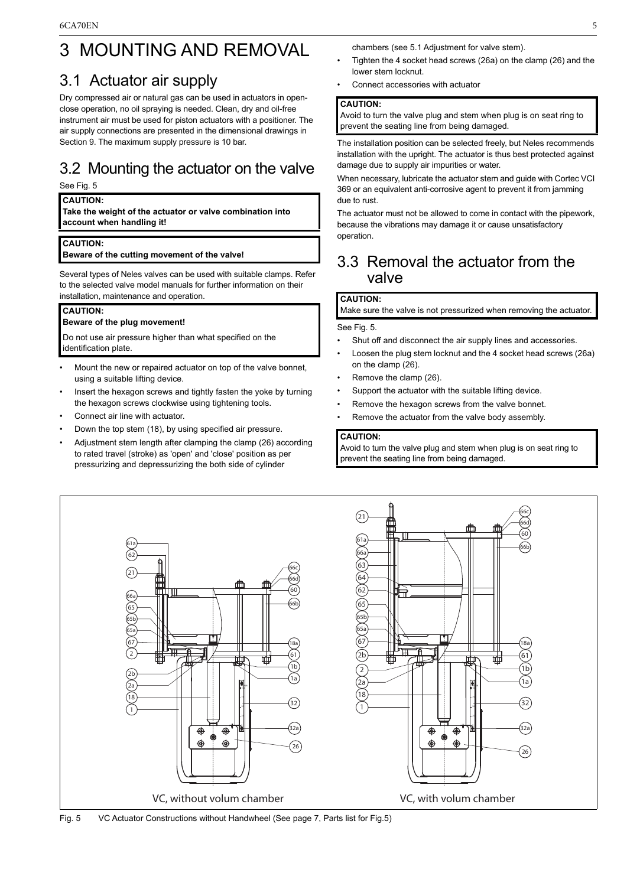# 3 MOUNTING AND REMOVAL

## 3.1 Actuator air supply

Dry compressed air or natural gas can be used in actuators in open-close operation, no oil spraying is needed. Clean, dry and oil-free instrument air must be used for piston actuators with a positioner. The air supply connections are presented in the dimensional drawings in Section 9. The maximum supply pressure is 10 bar.

## 3.2 Mounting the actuator on the valve

See Fig. 5

**CAUTION:**
**Take the weight of the actuator or valve combination into account when handling it!**

**CAUTION:**
**Beware of the cutting movement of the valve!**

Several types of Neles valves can be used with suitable clamps. Refer to the selected valve model manuals for further information on their installation, maintenance and operation.

**CAUTION:**
**Beware of the plug movement!**
Do not use air pressure higher than what specified on the identification plate.

- Mount the new or repaired actuator on top of the valve bonnet, using a suitable lifting device.
- Insert the hexagon screws and tightly fasten the yoke by turning the hexagon screws clockwise using tightening tools.
- Connect air line with actuator.
- Down the top stem (18), by using specified air pressure.
- Adjustment stem length after clamping the clamp (26) according to rated travel (stroke) as 'open' and 'close' position as per pressurizing and depressurizing the both side of cylinder chambers (see 5.1 Adjustment for valve stem).
- Tighten the 4 socket head screws (26a) on the clamp (26) and the lower stem locknut.
- Connect accessories with actuator

**CAUTION:**
Avoid to turn the valve plug and stem when plug is on seat ring to prevent the seating line from being damaged.

The installation position can be selected freely, but Neles recommends installation with the upright. The actuator is thus best protected against damage due to supply air impurities or water.

When necessary, lubricate the actuator stem and guide with Cortec VCI 369 or an equivalent anti-corrosive agent to prevent it from jamming due to rust.

The actuator must not be allowed to come in contact with the pipework, because the vibrations may damage it or cause unsatisfactory operation.

## 3.3 Removal the actuator from the valve

**CAUTION:**
Make sure the valve is not pressurized when removing the actuator.

See Fig. 5.

- Shut off and disconnect the air supply lines and accessories.
- Loosen the plug stem locknut and the 4 socket head screws (26a) on the clamp (26).
- Remove the clamp (26).
- Support the actuator with the suitable lifting device.
- Remove the hexagon screws from the valve bonnet.
- Remove the actuator from the valve body assembly.

**CAUTION:**
Avoid to turn the valve plug and stem when plug is on seat ring to prevent the seating line from being damaged.

VC, without volum chamber

VC, with volum chamber

Fig. 5 VC Actuator Constructions without Handwheel (See page 7, Parts list for Fig.5)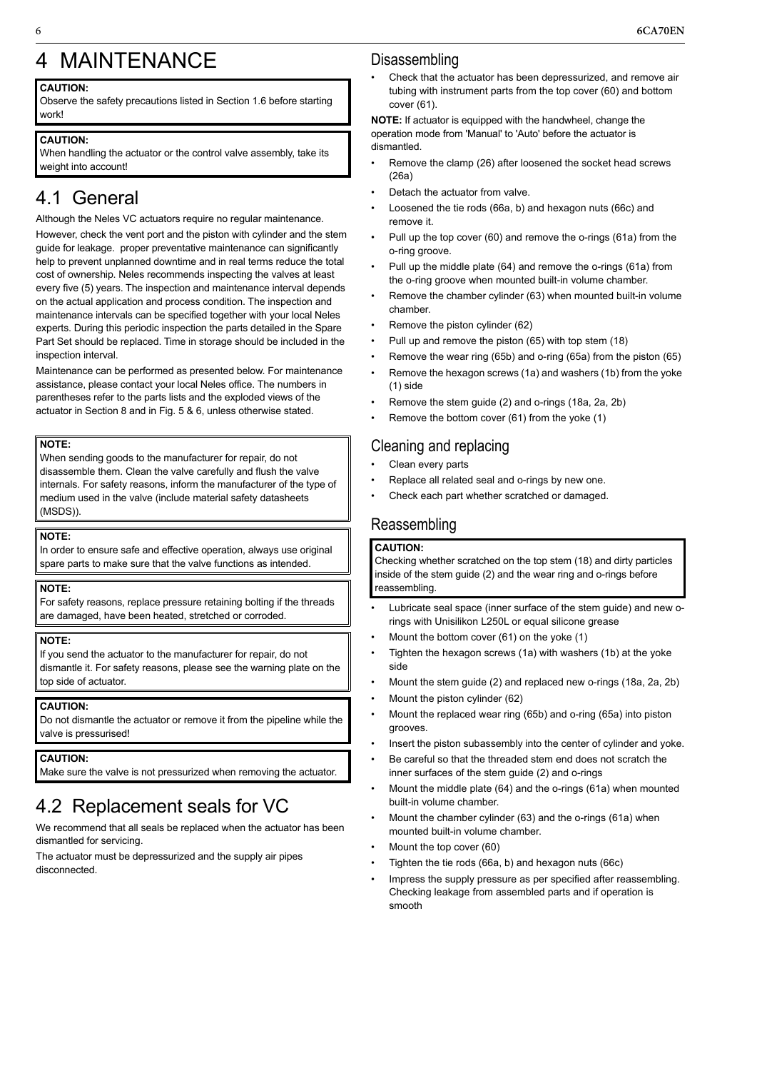# 4 MAINTENANCE

**CAUTION:**
Observe the safety precautions listed in Section 1.6 before starting work!

**CAUTION:**
When handling the actuator or the control valve assembly, take its weight into account!

## 4.1 General

Although the Neles VC actuators require no regular maintenance.

However, check the vent port and the piston with cylinder and the stem guide for leakage. proper preventative maintenance can significantly help to prevent unplanned downtime and in real terms reduce the total cost of ownership. Neles recommends inspecting the valves at least every five (5) years. The inspection and maintenance interval depends on the actual application and process condition. The inspection and maintenance intervals can be specified together with your local Neles experts. During this periodic inspection the parts detailed in the Spare Part Set should be replaced. Time in storage should be included in the inspection interval.

Maintenance can be performed as presented below. For maintenance assistance, please contact your local Neles office. The numbers in parentheses refer to the parts lists and the exploded views of the actuator in Section 8 and in Fig. 5 & 6, unless otherwise stated.

**NOTE:**
When sending goods to the manufacturer for repair, do not disassemble them. Clean the valve carefully and flush the valve internals. For safety reasons, inform the manufacturer of the type of medium used in the valve (include material safety datasheets (MSDS)).

**NOTE:**
In order to ensure safe and effective operation, always use original spare parts to make sure that the valve functions as intended.

**NOTE:**
For safety reasons, replace pressure retaining bolting if the threads are damaged, have been heated, stretched or corroded.

**NOTE:**
If you send the actuator to the manufacturer for repair, do not dismantle it. For safety reasons, please see the warning plate on the top side of actuator.

**CAUTION:**
Do not dismantle the actuator or remove it from the pipeline while the valve is pressurised!

**CAUTION:**
Make sure the valve is not pressurized when removing the actuator.

## 4.2 Replacement seals for VC

We recommend that all seals be replaced when the actuator has been dismantled for servicing.

The actuator must be depressurized and the supply air pipes disconnected.

### Disassembling

- Check that the actuator has been depressurized, and remove air tubing with instrument parts from the top cover (60) and bottom cover (61).

**NOTE:** If actuator is equipped with the handwheel, change the operation mode from 'Manual' to 'Auto' before the actuator is dismantled.

- Remove the clamp (26) after loosened the socket head screws (26a)
- Detach the actuator from valve.
- Loosened the tie rods (66a, b) and hexagon nuts (66c) and remove it.
- Pull up the top cover (60) and remove the o-rings (61a) from the o-ring groove.
- Pull up the middle plate (64) and remove the o-rings (61a) from the o-ring groove when mounted built-in volume chamber.
- Remove the chamber cylinder (63) when mounted built-in volume chamber.
- Remove the piston cylinder (62)
- Pull up and remove the piston (65) with top stem (18)
- Remove the wear ring (65b) and o-ring (65a) from the piston (65)
- Remove the hexagon screws (1a) and washers (1b) from the yoke (1) side
- Remove the stem guide (2) and o-rings (18a, 2a, 2b)
- Remove the bottom cover (61) from the yoke (1)

### Cleaning and replacing

- Clean every parts
- Replace all related seal and o-rings by new one.
- Check each part whether scratched or damaged.

### Reassembling

**CAUTION:**
Checking whether scratched on the top stem (18) and dirty particles inside of the stem guide (2) and the wear ring and o-rings before reassembling.

- Lubricate seal space (inner surface of the stem guide) and new o-rings with Unisilikon L250L or equal silicone grease
- Mount the bottom cover (61) on the yoke (1)
- Tighten the hexagon screws (1a) with washers (1b) at the yoke side
- Mount the stem guide (2) and replaced new o-rings (18a, 2a, 2b)
- Mount the piston cylinder (62)
- Mount the replaced wear ring (65b) and o-ring (65a) into piston grooves.
- Insert the piston subassembly into the center of cylinder and yoke.
- Be careful so that the threaded stem end does not scratch the inner surfaces of the stem guide (2) and o-rings
- Mount the middle plate (64) and the o-rings (61a) when mounted built-in volume chamber.
- Mount the chamber cylinder (63) and the o-rings (61a) when mounted built-in volume chamber.
- Mount the top cover (60)
- Tighten the tie rods (66a, b) and hexagon nuts (66c)
- Impress the supply pressure as per specified after reassembling. Checking leakage from assembled parts and if operation is smooth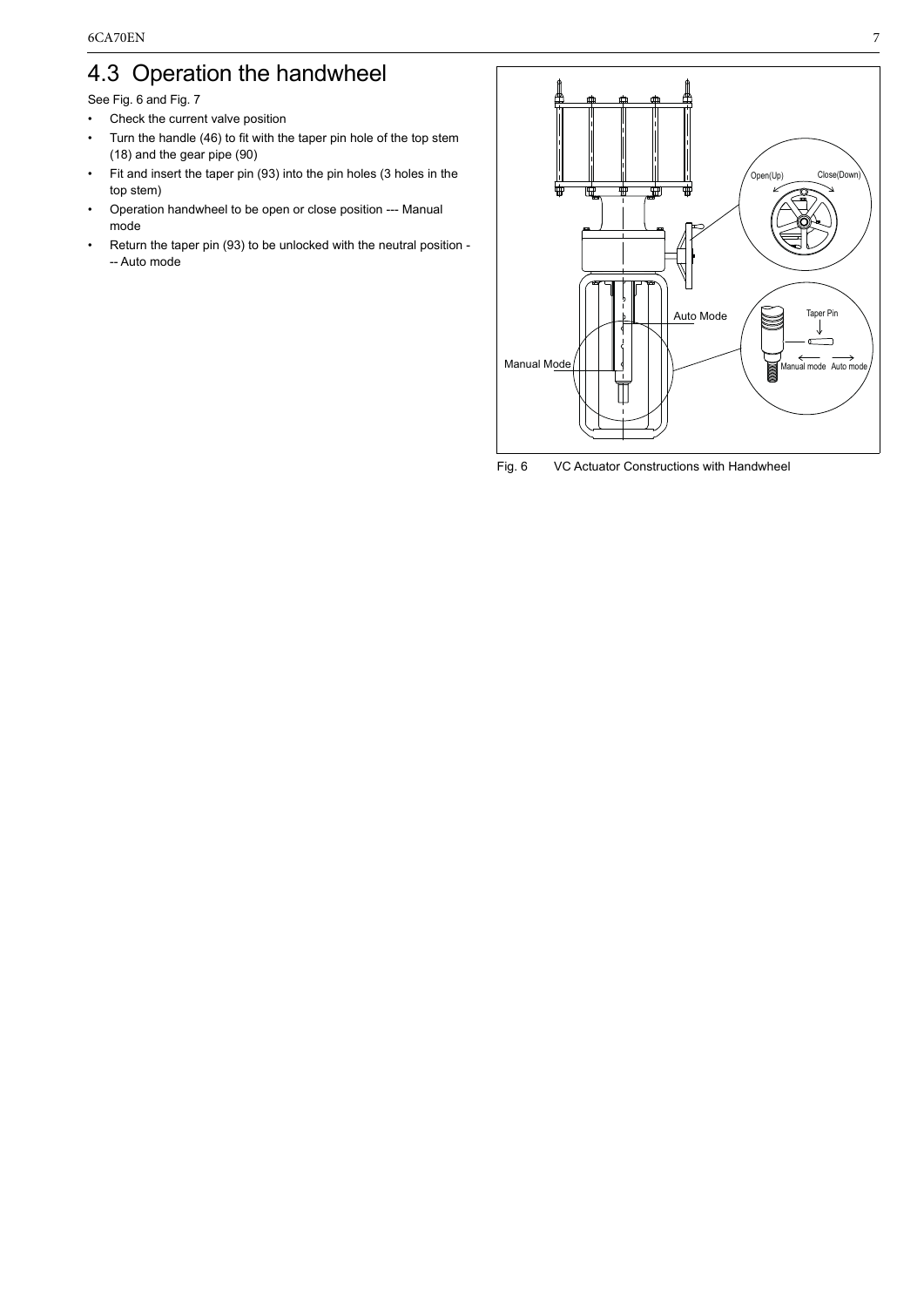## 4.3 Operation the handwheel

See Fig. 6 and Fig. 7

- Check the current valve position
- Turn the handle (46) to fit with the taper pin hole of the top stem (18) and the gear pipe (90)
- Fit and insert the taper pin (93) into the pin holes (3 holes in the top stem)
- Operation handwheel to be open or close position --- Manual mode
- Return the taper pin (93) to be unlocked with the neutral position --- Auto mode

Fig. 6 VC Actuator Constructions with Handwheel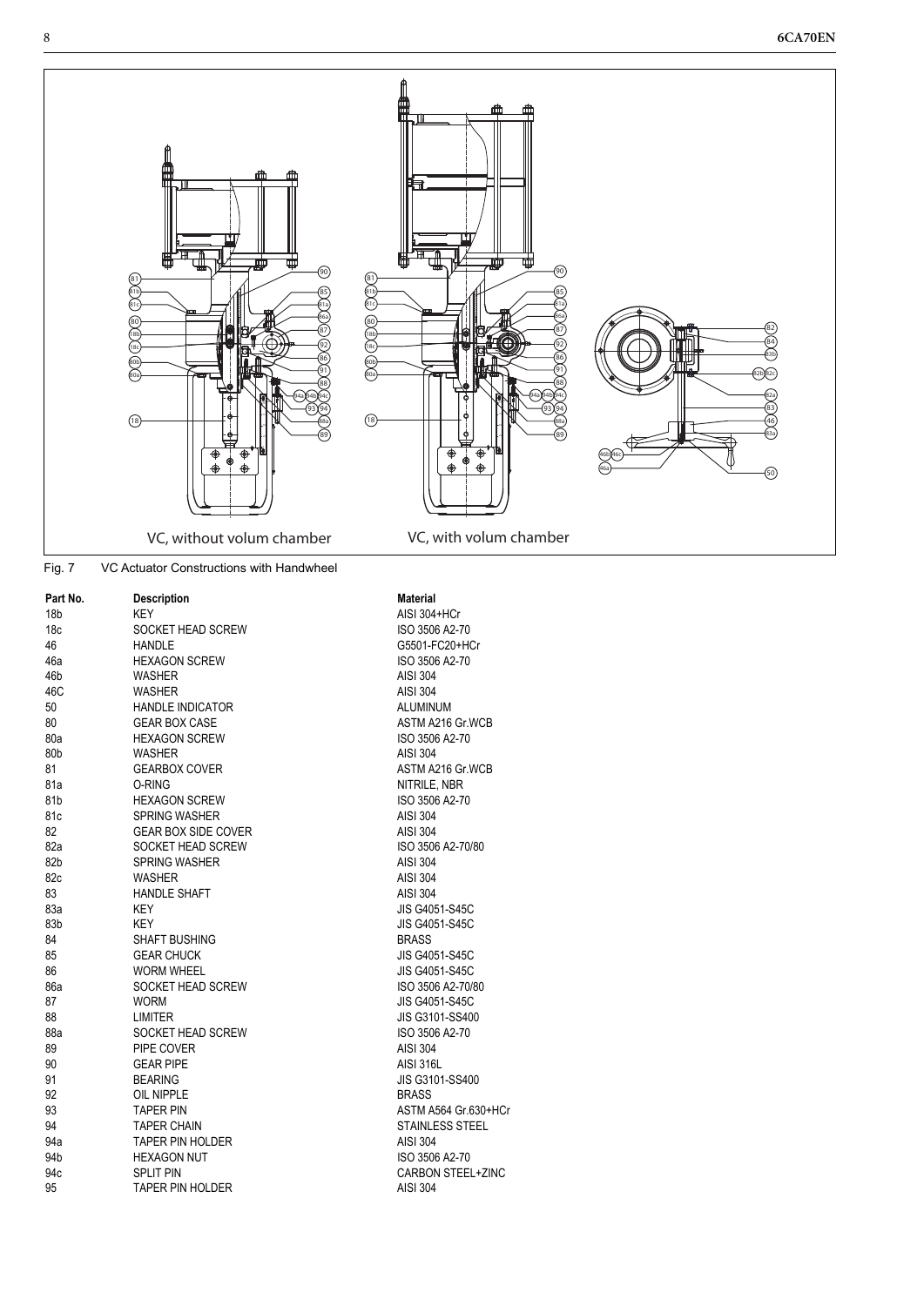VC, without volum chamber

VC, with volum chamber

Fig. 7 VC Actuator Constructions with Handwheel

| Part No. | Description | Material |
|---|---|---|
| 18b | KEY | AISI 304+HCr |
| 18c | SOCKET HEAD SCREW | ISO 3506 A2-70 |
| 46 | HANDLE | G5501-FC20+HCr |
| 46a | HEXAGON SCREW | ISO 3506 A2-70 |
| 46b | WASHER | AISI 304 |
| 46C | WASHER | AISI 304 |
| 50 | HANDLE INDICATOR | ALUMINUM |
| 80 | GEAR BOX CASE | ASTM A216 Gr.WCB |
| 80a | HEXAGON SCREW | ISO 3506 A2-70 |
| 80b | WASHER | AISI 304 |
| 81 | GEARBOX COVER | ASTM A216 Gr.WCB |
| 81a | O-RING | NITRILE, NBR |
| 81b | HEXAGON SCREW | ISO 3506 A2-70 |
| 81c | SPRING WASHER | AISI 304 |
| 82 | GEAR BOX SIDE COVER | AISI 304 |
| 82a | SOCKET HEAD SCREW | ISO 3506 A2-70/80 |
| 82b | SPRING WASHER | AISI 304 |
| 82c | WASHER | AISI 304 |
| 83 | HANDLE SHAFT | AISI 304 |
| 83a | KEY | JIS G4051-S45C |
| 83b | KEY | JIS G4051-S45C |
| 84 | SHAFT BUSHING | BRASS |
| 85 | GEAR CHUCK | JIS G4051-S45C |
| 86 | WORM WHEEL | JIS G4051-S45C |
| 86a | SOCKET HEAD SCREW | ISO 3506 A2-70/80 |
| 87 | WORM | JIS G4051-S45C |
| 88 | LIMITER | JIS G3101-SS400 |
| 88a | SOCKET HEAD SCREW | ISO 3506 A2-70 |
| 89 | PIPE COVER | AISI 304 |
| 90 | GEAR PIPE | AISI 316L |
| 91 | BEARING | JIS G3101-SS400 |
| 92 | OIL NIPPLE | BRASS |
| 93 | TAPER PIN | ASTM A564 Gr.630+HCr |
| 94 | TAPER CHAIN | STAINLESS STEEL |
| 94a | TAPER PIN HOLDER | AISI 304 |
| 94b | HEXAGON NUT | ISO 3506 A2-70 |
| 94c | SPLIT PIN | CARBON STEEL+ZINC |
| 95 | TAPER PIN HOLDER | AISI 304 |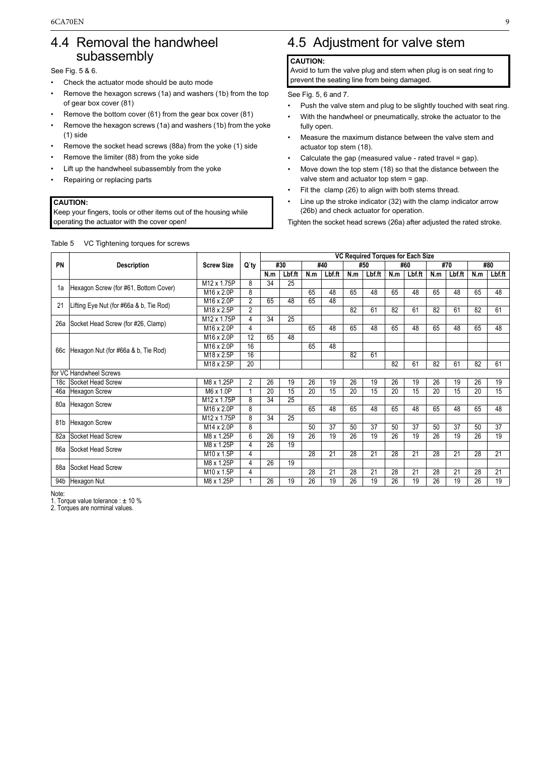## 4.4 Removal the handwheel subassembly

See Fig. 5 & 6.

- Check the actuator mode should be auto mode
- Remove the hexagon screws (1a) and washers (1b) from the top of gear box cover (81)
- Remove the bottom cover (61) from the gear box cover (81)
- Remove the hexagon screws (1a) and washers (1b) from the yoke (1) side
- Remove the socket head screws (88a) from the yoke (1) side
- Remove the limiter (88) from the yoke side
- Lift up the handwheel subassembly from the yoke
- Repairing or replacing parts

**CAUTION:**
Keep your fingers, tools or other items out of the housing while operating the actuator with the cover open!

## 4.5 Adjustment for valve stem

**CAUTION:**
Avoid to turn the valve plug and stem when plug is on seat ring to prevent the seating line from being damaged.

See Fig. 5, 6 and 7.

- Push the valve stem and plug to be slightly touched with seat ring.
- With the handwheel or pneumatically, stroke the actuator to the fully open.
- Measure the maximum distance between the valve stem and actuator top stem (18).
- Calculate the gap (measured value - rated travel = gap).
- Move down the top stem (18) so that the distance between the valve stem and actuator top stem = gap.
- Fit the clamp (26) to align with both stems thread.
- Line up the stroke indicator (32) with the clamp indicator arrow (26b) and check actuator for operation.

Tighten the socket head screws (26a) after adjusted the rated stroke.

Table 5 VC Tightening torques for screws

| PN | Description | Screw Size | Q'ty | VC Required Torques for Each Size | | | | | | | | | | | |
|---|---|---|---|---|---|---|---|---|---|---|---|---|---|---|---|
| | | | | #30 | | #40 | | #50 | | #60 | | #70 | | #80 | |
| | | | | N.m | Lbf.ft | N.m | Lbf.ft | N.m | Lbf.ft | N.m | Lbf.ft | N.m | Lbf.ft | N.m | Lbf.ft |
| 1a | Hexagon Screw (for #61, Bottom Cover) | M12 x 1.75P | 8 | 34 | 25 | | | | | | | | | | |
| | | M16 x 2.0P | 8 | | | 65 | 48 | 65 | 48 | 65 | 48 | 65 | 48 | 65 | 48 |
| 21 | Lifting Eye Nut (for #66a & b, Tie Rod) | M16 x 2.0P | 2 | 65 | 48 | 65 | 48 | | | | | | | | |
| | | M18 x 2.5P | 2 | | | | | 82 | 61 | 82 | 61 | 82 | 61 | 82 | 61 |
| 26a | Socket Head Screw (for #26, Clamp) | M12 x 1.75P | 4 | 34 | 25 | | | | | | | | | | |
| | | M16 x 2.0P | 4 | | | 65 | 48 | 65 | 48 | 65 | 48 | 65 | 48 | 65 | 48 |
| 66c | Hexagon Nut (for #66a & b, Tie Rod) | M16 x 2.0P | 12 | 65 | 48 | | | | | | | | | | |
| | | M16 x 2.0P | 16 | | | 65 | 48 | | | | | | | | |
| | | M18 x 2.5P | 16 | | | | | 82 | 61 | | | | | | |
| | | M18 x 2.5P | 20 | | | | | | | 82 | 61 | 82 | 61 | 82 | 61 |
| for VC Handwheel Screws | | | | | | | | | | | | | | | |
| 18c | Socket Head Screw | M8 x 1.25P | 2 | 26 | 19 | 26 | 19 | 26 | 19 | 26 | 19 | 26 | 19 | 26 | 19 |
| 46a | Hexagon Screw | M6 x 1.0P | 1 | 20 | 15 | 20 | 15 | 20 | 15 | 20 | 15 | 20 | 15 | 20 | 15 |
| 80a | Hexagon Screw | M12 x 1.75P | 8 | 34 | 25 | | | | | | | | | | |
| | | M16 x 2.0P | 8 | | | 65 | 48 | 65 | 48 | 65 | 48 | 65 | 48 | 65 | 48 |
| 81b | Hexagon Screw | M12 x 1.75P | 8 | 34 | 25 | | | | | | | | | | |
| | | M14 x 2.0P | 8 | | | 50 | 37 | 50 | 37 | 50 | 37 | 50 | 37 | 50 | 37 |
| 82a | Socket Head Screw | M8 x 1.25P | 6 | 26 | 19 | 26 | 19 | 26 | 19 | 26 | 19 | 26 | 19 | 26 | 19 |
| 86a | Socket Head Screw | M8 x 1.25P | 4 | 26 | 19 | | | | | | | | | | |
| | | M10 x 1.5P | 4 | | | 28 | 21 | 28 | 21 | 28 | 21 | 28 | 21 | 28 | 21 |
| 88a | Socket Head Screw | M8 x 1.25P | 4 | 26 | 19 | | | | | | | | | | |
| | | M10 x 1.5P | 4 | | | 28 | 21 | 28 | 21 | 28 | 21 | 28 | 21 | 28 | 21 |
| 94b | Hexagon Nut | M8 x 1.25P | 1 | 26 | 19 | 26 | 19 | 26 | 19 | 26 | 19 | 26 | 19 | 26 | 19 |

Note:
1. Torque value tolerance : ± 10 %
2. Torques are norminal values.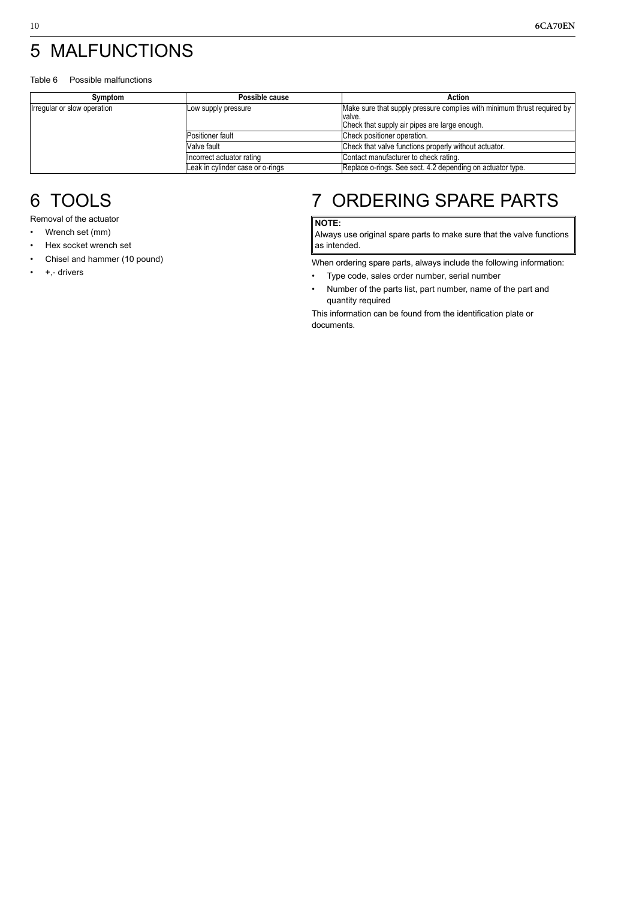# 5 MALFUNCTIONS

Table 6 Possible malfunctions

| Symptom | Possible cause | Action |
|---|---|---|
| Irregular or slow operation | Low supply pressure | Make sure that supply pressure complies with minimum thrust required by valve.<br>Check that supply air pipes are large enough. |
| | Positioner fault | Check positioner operation. |
| | Valve fault | Check that valve functions properly without actuator. |
| | Incorrect actuator rating | Contact manufacturer to check rating. |
| | Leak in cylinder case or o-rings | Replace o-rings. See sect. 4.2 depending on actuator type. |

# 6 TOOLS

Removal of the actuator

- Wrench set (mm)
- Hex socket wrench set
- Chisel and hammer (10 pound)
- +,- drivers

# 7 ORDERING SPARE PARTS

**NOTE:**
Always use original spare parts to make sure that the valve functions as intended.

When ordering spare parts, always include the following information:

- Type code, sales order number, serial number
- Number of the parts list, part number, name of the part and quantity required

This information can be found from the identification plate or documents.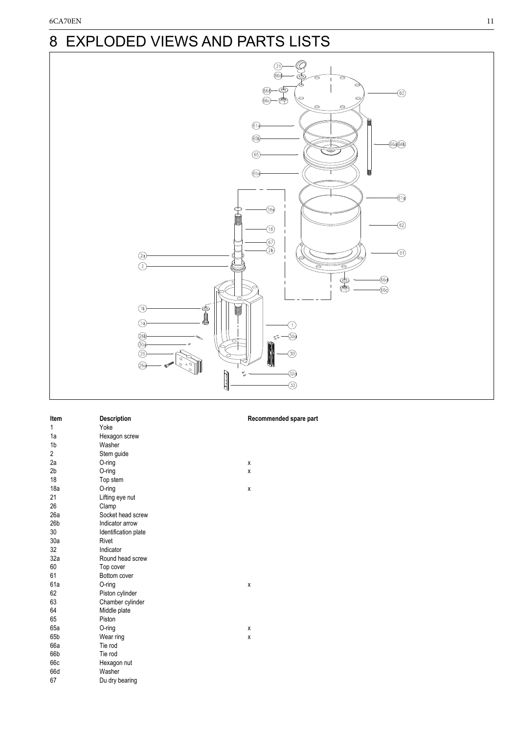# 8 EXPLODED VIEWS AND PARTS LISTS

| Item | Description | Recommended spare part |
|---|---|---|
| 1 | Yoke | |
| 1a | Hexagon screw | |
| 1b | Washer | |
| 2 | Stem guide | |
| 2a | O-ring | x |
| 2b | O-ring | x |
| 18 | Top stem | |
| 18a | O-ring | x |
| 21 | Lifting eye nut | |
| 26 | Clamp | |
| 26a | Socket head screw | |
| 26b | Indicator arrow | |
| 30 | Identification plate | |
| 30a | Rivet | |
| 32 | Indicator | |
| 32a | Round head screw | |
| 60 | Top cover | |
| 61 | Bottom cover | |
| 61a | O-ring | x |
| 62 | Piston cylinder | |
| 63 | Chamber cylinder | |
| 64 | Middle plate | |
| 65 | Piston | |
| 65a | O-ring | x |
| 65b | Wear ring | x |
| 66a | Tie rod | |
| 66b | Tie rod | |
| 66c | Hexagon nut | |
| 66d | Washer | |
| 67 | Du dry bearing | |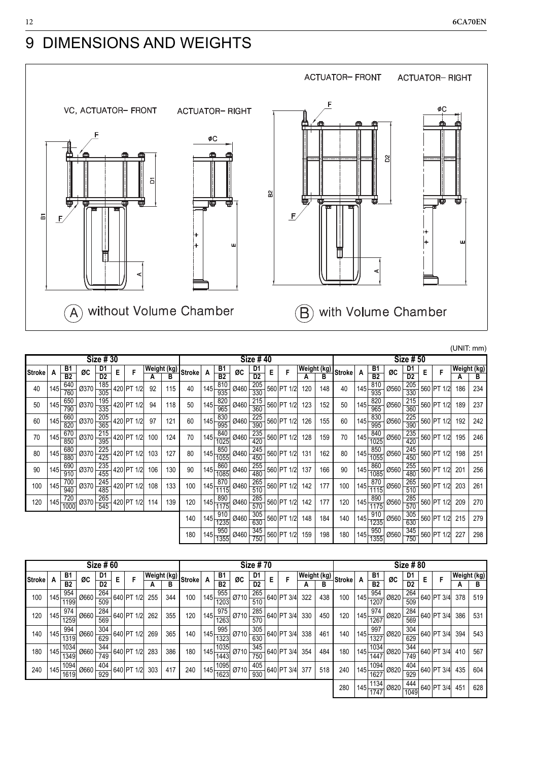# 9 DIMENSIONS AND WEIGHTS

VC, ACTUATOR- FRONT

ACTUATOR- RIGHT

ACTUATOR- FRONT

ACTUATOR- RIGHT

(A) without Volume Chamber

(B) with Volume Chamber

(UNIT: mm)

**Size # 30**

| Stroke | A | B1 / B2 | ØC | D1 / D2 | E | F | Weight (kg) A | Weight (kg) B |
|---|---|---|---|---|---|---|---|---|
| 40 | 145 | 640 / 760 | Ø370 | 185 / 305 | 420 | PT 1/2 | 92 | 115 |
| 50 | 145 | 650 / 790 | Ø370 | 195 / 335 | 420 | PT 1/2 | 94 | 118 |
| 60 | 145 | 660 / 820 | Ø370 | 205 / 365 | 420 | PT 1/2 | 97 | 121 |
| 70 | 145 | 670 / 850 | Ø370 | 215 / 395 | 420 | PT 1/2 | 100 | 124 |
| 80 | 145 | 680 / 880 | Ø370 | 225 / 425 | 420 | PT 1/2 | 103 | 127 |
| 90 | 145 | 690 / 910 | Ø370 | 235 / 455 | 420 | PT 1/2 | 106 | 130 |
| 100 | 145 | 700 / 940 | Ø370 | 245 / 485 | 420 | PT 1/2 | 108 | 133 |
| 120 | 145 | 720 / 1000 | Ø370 | 265 / 545 | 420 | PT 1/2 | 114 | 139 |

**Size # 40**

| Stroke | A | B1 / B2 | ØC | D1 / D2 | E | F | Weight (kg) A | Weight (kg) B |
|---|---|---|---|---|---|---|---|---|
| 40 | 145 | 810 / 935 | Ø460 | 205 / 330 | 560 | PT 1/2 | 120 | 148 |
| 50 | 145 | 820 / 965 | Ø460 | 215 / 360 | 560 | PT 1/2 | 123 | 152 |
| 60 | 145 | 830 / 995 | Ø460 | 225 / 390 | 560 | PT 1/2 | 126 | 155 |
| 70 | 145 | 840 / 1025 | Ø460 | 235 / 420 | 560 | PT 1/2 | 128 | 159 |
| 80 | 145 | 850 / 1055 | Ø460 | 245 / 450 | 560 | PT 1/2 | 131 | 162 |
| 90 | 145 | 860 / 1085 | Ø460 | 255 / 480 | 560 | PT 1/2 | 137 | 166 |
| 100 | 145 | 870 / 1115 | Ø460 | 265 / 510 | 560 | PT 1/2 | 142 | 177 |
| 120 | 145 | 890 / 1175 | Ø460 | 285 / 570 | 560 | PT 1/2 | 142 | 177 |
| 140 | 145 | 910 / 1235 | Ø460 | 305 / 630 | 560 | PT 1/2 | 148 | 184 |
| 180 | 145 | 950 / 1355 | Ø460 | 345 / 750 | 560 | PT 1/2 | 159 | 198 |

**Size # 50**

| Stroke | A | B1 / B2 | ØC | D1 / D2 | E | F | Weight (kg) A | Weight (kg) B |
|---|---|---|---|---|---|---|---|---|
| 40 | 145 | 810 / 935 | Ø560 | 205 / 330 | 560 | PT 1/2 | 186 | 234 |
| 50 | 145 | 820 / 965 | Ø560 | 215 / 360 | 560 | PT 1/2 | 189 | 237 |
| 60 | 145 | 830 / 995 | Ø560 | 225 / 390 | 560 | PT 1/2 | 192 | 242 |
| 70 | 145 | 840 / 1025 | Ø560 | 235 / 420 | 560 | PT 1/2 | 195 | 246 |
| 80 | 145 | 850 / 1055 | Ø560 | 245 / 450 | 560 | PT 1/2 | 198 | 251 |
| 90 | 145 | 860 / 1085 | Ø560 | 255 / 480 | 560 | PT 1/2 | 201 | 256 |
| 100 | 145 | 870 / 1115 | Ø560 | 265 / 510 | 560 | PT 1/2 | 203 | 261 |
| 120 | 145 | 890 / 1175 | Ø560 | 285 / 570 | 560 | PT 1/2 | 209 | 270 |
| 140 | 145 | 910 / 1235 | Ø560 | 305 / 630 | 560 | PT 1/2 | 215 | 279 |
| 180 | 145 | 950 / 1355 | Ø560 | 345 / 750 | 560 | PT 1/2 | 227 | 298 |

**Size # 60**

| Stroke | A | B1 / B2 | ØC | D1 / D2 | E | F | Weight (kg) A | Weight (kg) B |
|---|---|---|---|---|---|---|---|---|
| 100 | 145 | 954 / 1199 | Ø660 | 264 / 509 | 640 | PT 1/2 | 255 | 344 |
| 120 | 145 | 974 / 1259 | Ø660 | 284 / 569 | 640 | PT 1/2 | 262 | 355 |
| 140 | 145 | 994 / 1319 | Ø660 | 304 / 629 | 640 | PT 1/2 | 269 | 365 |
| 180 | 145 | 1034 / 1349 | Ø660 | 344 / 749 | 640 | PT 1/2 | 283 | 386 |
| 240 | 145 | 1094 / 1619 | Ø660 | 404 / 929 | 640 | PT 1/2 | 303 | 417 |

**Size # 70**

| Stroke | A | B1 / B2 | ØC | D1 / D2 | E | F | Weight (kg) A | Weight (kg) B |
|---|---|---|---|---|---|---|---|---|
| 100 | 145 | 955 / 1203 | Ø710 | 265 / 510 | 640 | PT 3/4 | 322 | 438 |
| 120 | 145 | 975 / 1263 | Ø710 | 285 / 570 | 640 | PT 3/4 | 330 | 450 |
| 140 | 145 | 995 / 1323 | Ø710 | 305 / 630 | 640 | PT 3/4 | 338 | 461 |
| 180 | 145 | 1035 / 1443 | Ø710 | 345 / 750 | 640 | PT 3/4 | 354 | 484 |
| 240 | 145 | 1095 / 1623 | Ø710 | 405 / 930 | 640 | PT 3/4 | 377 | 518 |

**Size # 80**

| Stroke | A | B1 / B2 | ØC | D1 / D2 | E | F | Weight (kg) A | Weight (kg) B |
|---|---|---|---|---|---|---|---|---|
| 100 | 145 | 954 / 1207 | Ø820 | 264 / 509 | 640 | PT 3/4 | 378 | 519 |
| 120 | 145 | 974 / 1267 | Ø820 | 284 / 569 | 640 | PT 3/4 | 386 | 531 |
| 140 | 145 | 997 / 1327 | Ø820 | 304 / 629 | 640 | PT 3/4 | 394 | 543 |
| 180 | 145 | 1034 / 1447 | Ø820 | 344 / 749 | 640 | PT 3/4 | 410 | 567 |
| 240 | 145 | 1094 / 1627 | Ø820 | 404 / 929 | 640 | PT 3/4 | 435 | 604 |
| 280 | 145 | 1134 / 1747 | Ø820 | 444 / 1049 | 640 | PT 3/4 | 451 | 628 |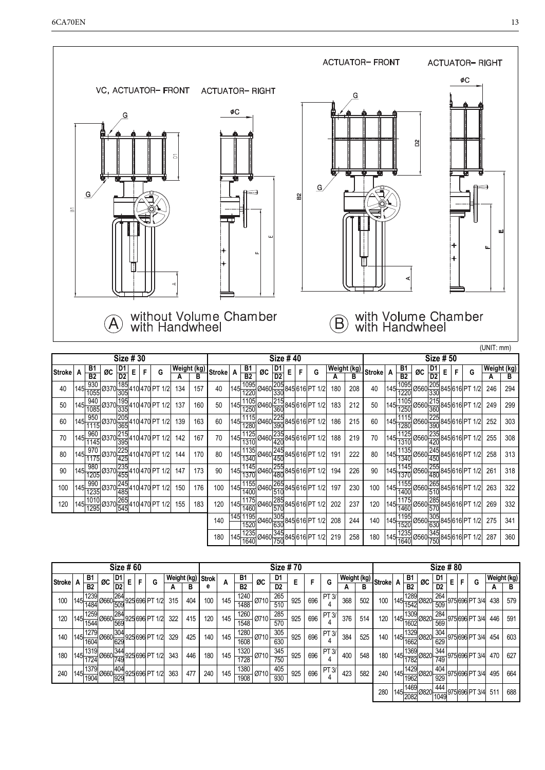ACTUATOR- FRONT ACTUATOR- RIGHT

VC, ACTUATOR- FRONT ACTUATOR- RIGHT

(A) without Volume Chamber with Handwheel

(B) with Volume Chamber with Handwheel

(UNIT: mm)

**Size # 30**

| Stroke | A | B1 / B2 | ØC | D1 / D2 | E | F | G | Weight (kg) A | Weight (kg) B |
|---|---|---|---|---|---|---|---|---|---|
| 40 | 145 | 930 / 1055 | Ø370 | 185 / 305 | 410 | 470 | PT 1/2 | 134 | 157 |
| 50 | 145 | 940 / 1085 | Ø370 | 195 / 335 | 410 | 470 | PT 1/2 | 137 | 160 |
| 60 | 145 | 950 / 1115 | Ø370 | 205 / 365 | 410 | 470 | PT 1/2 | 139 | 163 |
| 70 | 145 | 960 / 1145 | Ø370 | 215 / 395 | 410 | 470 | PT 1/2 | 142 | 167 |
| 80 | 145 | 970 / 1175 | Ø370 | 225 / 425 | 410 | 470 | PT 1/2 | 144 | 170 |
| 90 | 145 | 980 / 1205 | Ø370 | 235 / 455 | 410 | 470 | PT 1/2 | 147 | 173 |
| 100 | 145 | 990 / 1235 | Ø370 | 245 / 485 | 410 | 470 | PT 1/2 | 150 | 176 |
| 120 | 145 | 1010 / 1295 | Ø370 | 265 / 545 | 410 | 470 | PT 1/2 | 155 | 183 |

**Size # 40**

| Stroke | A | B1 / B2 | ØC | D1 / D2 | E | F | G | Weight (kg) A | Weight (kg) B |
|---|---|---|---|---|---|---|---|---|---|
| 40 | 145 | 1095 / 1220 | Ø460 | 205 / 330 | 845 | 616 | PT 1/2 | 180 | 208 |
| 50 | 145 | 1105 / 1250 | Ø460 | 215 / 360 | 845 | 616 | PT 1/2 | 183 | 212 |
| 60 | 145 | 1115 / 1280 | Ø460 | 225 / 390 | 845 | 616 | PT 1/2 | 186 | 215 |
| 70 | 145 | 1125 / 1310 | Ø460 | 235 / 420 | 845 | 616 | PT 1/2 | 188 | 219 |
| 80 | 145 | 1135 / 1340 | Ø460 | 245 / 450 | 845 | 616 | PT 1/2 | 191 | 222 |
| 90 | 145 | 1145 / 1370 | Ø460 | 255 / 480 | 845 | 616 | PT 1/2 | 194 | 226 |
| 100 | 145 | 1155 / 1400 | Ø460 | 265 / 510 | 845 | 616 | PT 1/2 | 197 | 230 |
| 120 | 145 | 1175 / 1460 | Ø460 | 285 / 570 | 845 | 616 | PT 1/2 | 202 | 237 |
| 140 | 145 | 1195 / 1520 | Ø460 | 305 / 630 | 845 | 616 | PT 1/2 | 208 | 244 |
| 180 | 145 | 1235 / 1640 | Ø460 | 345 / 750 | 845 | 616 | PT 1/2 | 219 | 258 |

**Size # 50**

| Stroke | A | B1 / B2 | ØC | D1 / D2 | E | F | G | Weight (kg) A | Weight (kg) B |
|---|---|---|---|---|---|---|---|---|---|
| 40 | 145 | 1095 / 1220 | Ø560 | 205 / 330 | 845 | 616 | PT 1/2 | 246 | 294 |
| 50 | 145 | 1105 / 1250 | Ø560 | 215 / 360 | 845 | 616 | PT 1/2 | 249 | 299 |
| 60 | 145 | 1115 / 1280 | Ø560 | 225 / 390 | 845 | 616 | PT 1/2 | 252 | 303 |
| 70 | 145 | 1125 / 1310 | Ø560 | 235 / 420 | 845 | 616 | PT 1/2 | 255 | 308 |
| 80 | 145 | 1135 / 1340 | Ø560 | 245 / 450 | 845 | 616 | PT 1/2 | 258 | 313 |
| 90 | 145 | 1145 / 1370 | Ø560 | 255 / 480 | 845 | 616 | PT 1/2 | 261 | 318 |
| 100 | 145 | 1155 / 1400 | Ø560 | 265 / 510 | 845 | 616 | PT 1/2 | 263 | 322 |
| 120 | 145 | 1175 / 1460 | Ø560 | 285 / 570 | 845 | 616 | PT 1/2 | 269 | 332 |
| 140 | 145 | 1195 / 1520 | Ø560 | 305 / 630 | 845 | 616 | PT 1/2 | 275 | 341 |
| 180 | 145 | 1235 / 1640 | Ø560 | 345 / 750 | 845 | 616 | PT 1/2 | 287 | 360 |

**Size # 60**

| Stroke | A | B1 / B2 | ØC | D1 / D2 | E | F | G | Weight (kg) A | Weight (kg) B |
|---|---|---|---|---|---|---|---|---|---|
| 100 | 145 | 1239 / 1484 | Ø660 | 264 / 509 | 925 | 696 | PT 1/2 | 315 | 404 |
| 120 | 145 | 1259 / 1544 | Ø660 | 284 / 569 | 925 | 696 | PT 1/2 | 322 | 415 |
| 140 | 145 | 1279 / 1604 | Ø660 | 304 / 629 | 925 | 696 | PT 1/2 | 329 | 425 |
| 180 | 145 | 1319 / 1724 | Ø660 | 344 / 749 | 925 | 696 | PT 1/2 | 343 | 446 |
| 240 | 145 | 1379 / 1904 | Ø660 | 404 / 929 | 925 | 696 | PT 1/2 | 363 | 477 |

**Size # 70**

| Stroke | A | B1 / B2 | ØC | D1 / D2 | E | F | G | Weight (kg) A | Weight (kg) B |
|---|---|---|---|---|---|---|---|---|---|
| 100 | 145 | 1240 / 1488 | Ø710 | 265 / 510 | 925 | 696 | PT 3/4 | 368 | 502 |
| 120 | 145 | 1260 / 1548 | Ø710 | 285 / 570 | 925 | 696 | PT 3/4 | 376 | 514 |
| 140 | 145 | 1280 / 1608 | Ø710 | 305 / 630 | 925 | 696 | PT 3/4 | 384 | 525 |
| 180 | 145 | 1320 / 1728 | Ø710 | 345 / 750 | 925 | 696 | PT 3/4 | 400 | 548 |
| 240 | 145 | 1380 / 1908 | Ø710 | 405 / 930 | 925 | 696 | PT 3/4 | 423 | 582 |

**Size # 80**

| Stroke | A | B1 / B2 | ØC | D1 / D2 | E | F | G | Weight (kg) A | Weight (kg) B |
|---|---|---|---|---|---|---|---|---|---|
| 100 | 145 | 1289 / 1542 | Ø820 | 264 / 509 | 975 | 696 | PT 3/4 | 438 | 579 |
| 120 | 145 | 1309 / 1602 | Ø820 | 284 / 569 | 975 | 696 | PT 3/4 | 446 | 591 |
| 140 | 145 | 1329 / 1662 | Ø820 | 304 / 629 | 975 | 696 | PT 3/4 | 454 | 603 |
| 180 | 145 | 1369 / 1782 | Ø820 | 344 / 749 | 975 | 696 | PT 3/4 | 470 | 627 |
| 240 | 145 | 1429 / 1962 | Ø820 | 404 / 929 | 975 | 696 | PT 3/4 | 495 | 664 |
| 280 | 145 | 1469 / 2082 | Ø820 | 444 / 1049 | 975 | 696 | PT 3/4 | 511 | 688 |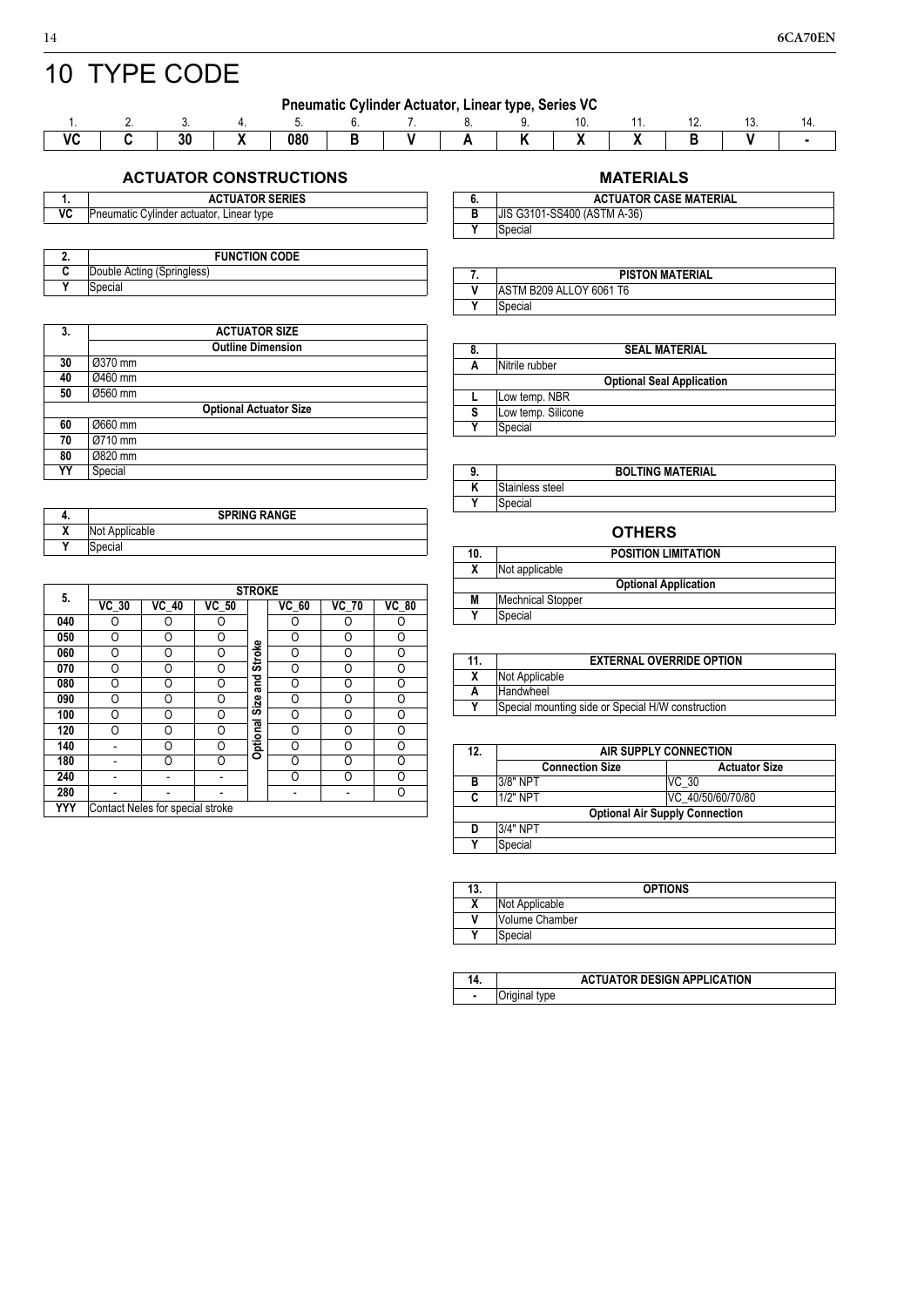// Page 14

# 10 TYPE CODE

**Pneumatic Cylinder Actuator, Linear type, Series VC**

| 1. | 2. | 3. | 4. | 5. | 6. | 7. | 8. | 9. | 10. | 11. | 12. | 13. | 14. |
|---|---|---|---|---|---|---|---|---|---|---|---|---|---|
| VC | C | 30 | X | 080 | B | V | A | K | X | X | B | V | - |

## ACTUATOR CONSTRUCTIONS

| 1. | ACTUATOR SERIES |
|---|---|
| VC | Pneumatic Cylinder actuator, Linear type |

| 2. | FUNCTION CODE |
|---|---|
| C | Double Acting (Springless) |
| Y | Special |

| 3. | ACTUATOR SIZE |
|---|---|
| | Outline Dimension |
| 30 | Ø370 mm |
| 40 | Ø460 mm |
| 50 | Ø560 mm |
| | Optional Actuator Size |
| 60 | Ø660 mm |
| 70 | Ø710 mm |
| 80 | Ø820 mm |
| YY | Special |

| 4. | SPRING RANGE |
|---|---|
| X | Not Applicable |
| Y | Special |

| 5. | STROKE | | | | | | |
|---|---|---|---|---|---|---|---|
| | VC_30 | VC_40 | VC_50 | Optional Size and Stroke | VC_60 | VC_70 | VC_80 |
| 040 | O | O | O | | O | O | O |
| 050 | O | O | O | | O | O | O |
| 060 | O | O | O | | O | O | O |
| 070 | O | O | O | | O | O | O |
| 080 | O | O | O | | O | O | O |
| 090 | O | O | O | | O | O | O |
| 100 | O | O | O | | O | O | O |
| 120 | O | O | O | | O | O | O |
| 140 | - | O | O | | O | O | O |
| 180 | - | O | O | | O | O | O |
| 240 | - | - | - | | O | O | O |
| 280 | - | - | - | | - | - | O |
| YYY | Contact Neles for special stroke | | | | | | |

## MATERIALS

| 6. | ACTUATOR CASE MATERIAL |
|---|---|
| B | JIS G3101-SS400 (ASTM A-36) |
| Y | Special |

| 7. | PISTON MATERIAL |
|---|---|
| V | ASTM B209 ALLOY 6061 T6 |
| Y | Special |

| 8. | SEAL MATERIAL |
|---|---|
| A | Nitrile rubber |
| | Optional Seal Application |
| L | Low temp. NBR |
| S | Low temp. Silicone |
| Y | Special |

| 9. | BOLTING MATERIAL |
|---|---|
| K | Stainless steel |
| Y | Special |

## OTHERS

| 10. | POSITION LIMITATION |
|---|---|
| X | Not applicable |
| | Optional Application |
| M | Mechnical Stopper |
| Y | Special |

| 11. | EXTERNAL OVERRIDE OPTION |
|---|---|
| X | Not Applicable |
| A | Handwheel |
| Y | Special mounting side or Special H/W construction |

| 12. | AIR SUPPLY CONNECTION | |
|---|---|---|
| | Connection Size | Actuator Size |
| B | 3/8" NPT | VC_30 |
| C | 1/2" NPT | VC_40/50/60/70/80 |
| | Optional Air Supply Connection | |
| D | 3/4" NPT | |
| Y | Special | |

| 13. | OPTIONS |
|---|---|
| X | Not Applicable |
| V | Volume Chamber |
| Y | Special |

| 14. | ACTUATOR DESIGN APPLICATION |
|---|---|
| - | Original type |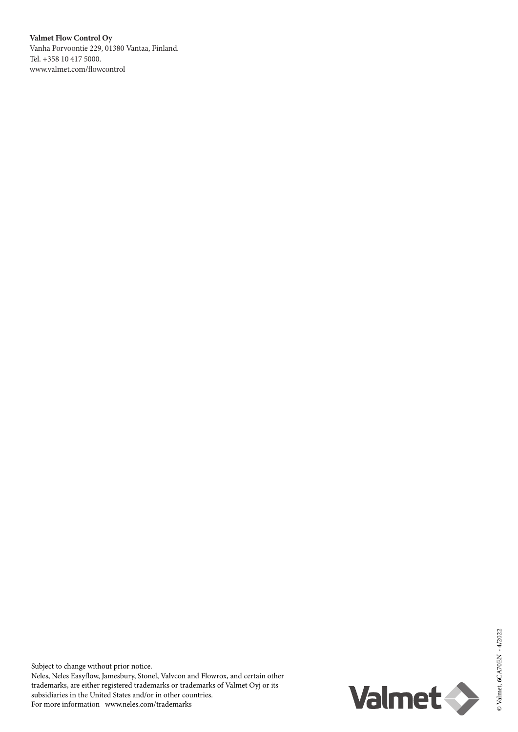**Valmet Flow Control Oy**
Vanha Porvoontie 229, 01380 Vantaa, Finland.
Tel. +358 10 417 5000.
www.valmet.com/flowcontrol

Subject to change without prior notice.
Neles, Neles Easyflow, Jamesbury, Stonel, Valvcon and Flowrox, and certain other trademarks, are either registered trademarks or trademarks of Valmet Oyj or its subsidiaries in the United States and/or in other countries.
For more information www.neles.com/trademarks

© Valmet, 6CA70EN - 4/2022